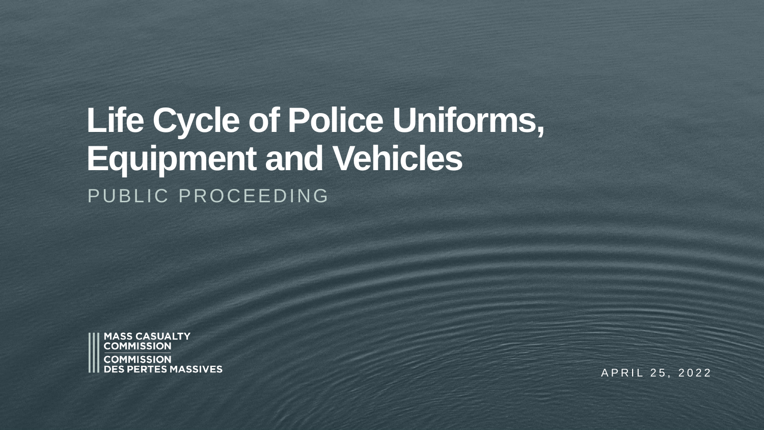# Life Cycle of Police Uniforms, Equipment and Vehicles

PUBLIC PROCEEDING

MASS CASUALTY COMMISSION

COMMISSION DES PERTES MASSIVES

APRIL 25, 2022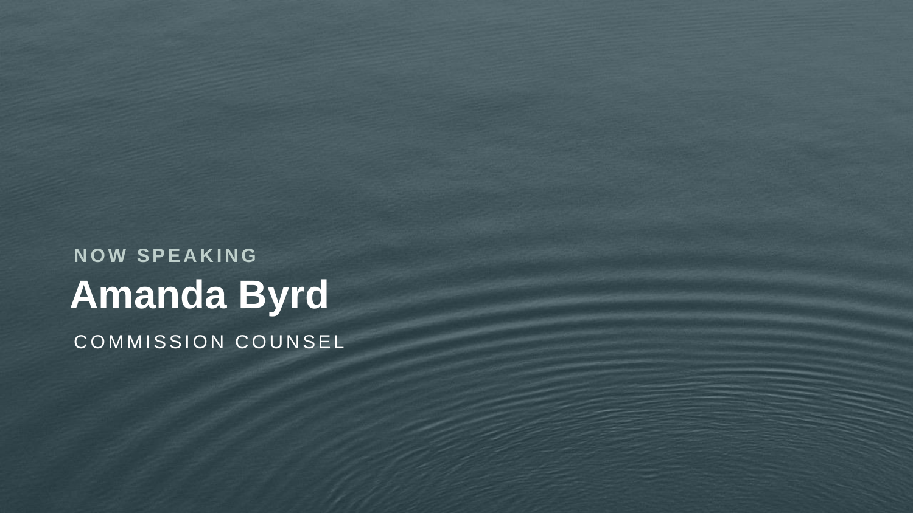NOW SPEAKING

# Amanda Byrd

COMMISSION COUNSEL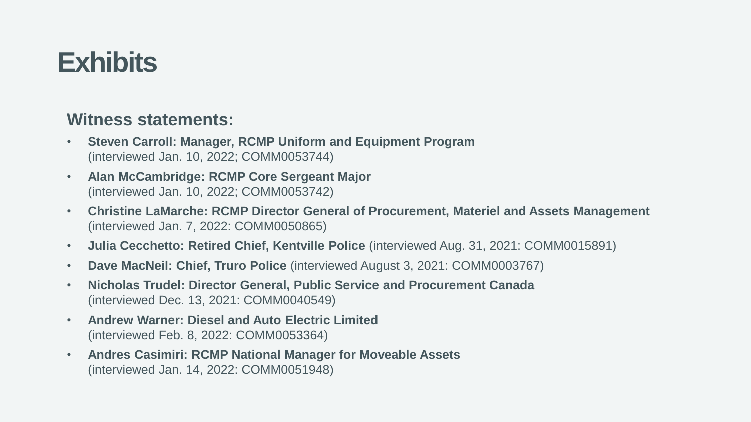# Exhibits

## Witness statements:

- **Steven Carroll: Manager, RCMP Uniform and Equipment Program** (interviewed Jan. 10, 2022; COMM0053744)
- **Alan McCambridge: RCMP Core Sergeant Major** (interviewed Jan. 10, 2022; COMM0053742)
- **Christine LaMarche: RCMP Director General of Procurement, Materiel and Assets Management** (interviewed Jan. 7, 2022: COMM0050865)
- **Julia Cecchetto: Retired Chief, Kentville Police** (interviewed Aug. 31, 2021: COMM0015891)
- **Dave MacNeil: Chief, Truro Police** (interviewed August 3, 2021: COMM0003767)
- **Nicholas Trudel: Director General, Public Service and Procurement Canada** (interviewed Dec. 13, 2021: COMM0040549)
- **Andrew Warner: Diesel and Auto Electric Limited** (interviewed Feb. 8, 2022: COMM0053364)
- **Andres Casimiri: RCMP National Manager for Moveable Assets** (interviewed Jan. 14, 2022: COMM0051948)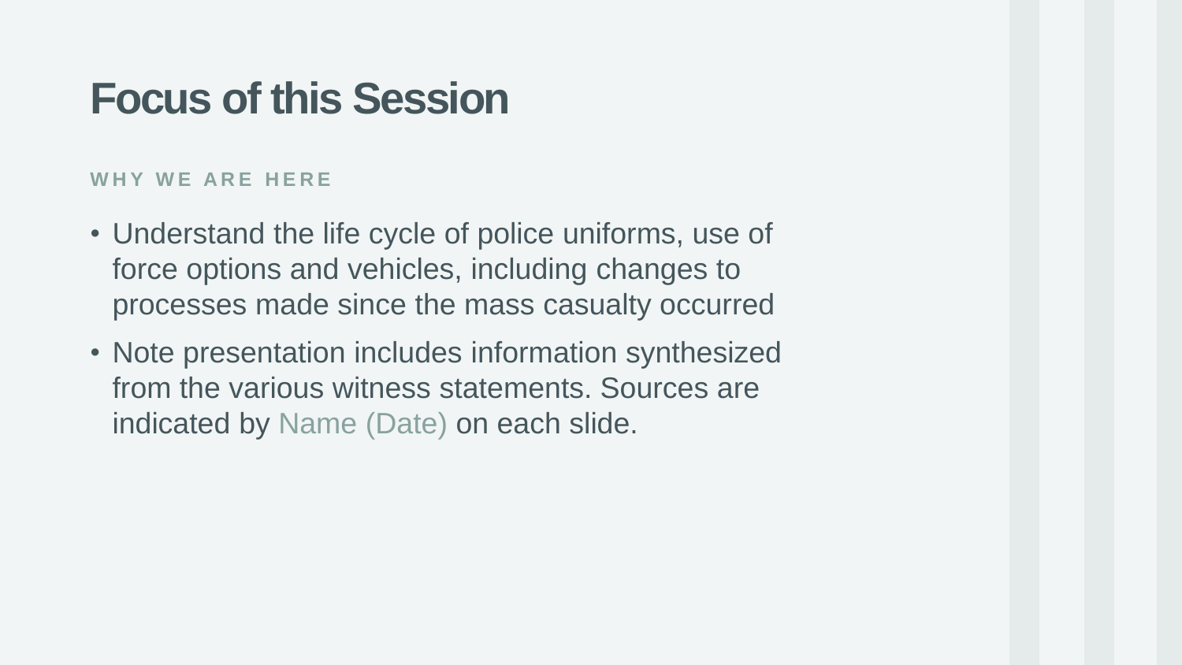# Focus of this Session

WHY WE ARE HERE

- Understand the life cycle of police uniforms, use of force options and vehicles, including changes to processes made since the mass casualty occurred
- Note presentation includes information synthesized from the various witness statements. Sources are indicated by Name (Date) on each slide.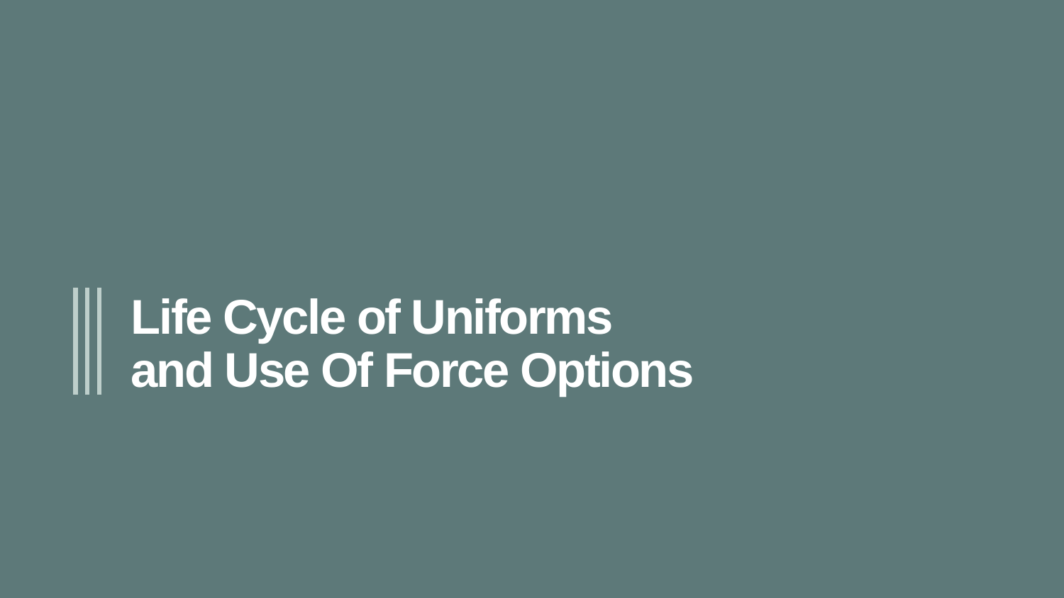# Life Cycle of Uniforms and Use Of Force Options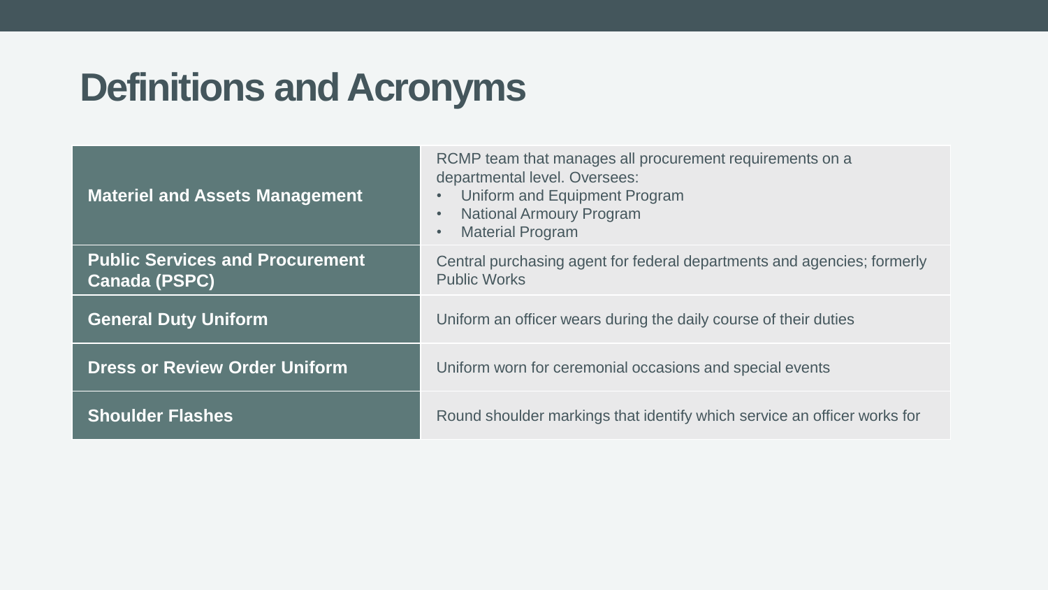# Definitions and Acronyms

| Term | Definition |
|---|---|
| **Materiel and Assets Management** | RCMP team that manages all procurement requirements on a departmental level. Oversees:<br>• Uniform and Equipment Program<br>• National Armoury Program<br>• Material Program |
| **Public Services and Procurement Canada (PSPC)** | Central purchasing agent for federal departments and agencies; formerly Public Works |
| **General Duty Uniform** | Uniform an officer wears during the daily course of their duties |
| **Dress or Review Order Uniform** | Uniform worn for ceremonial occasions and special events |
| **Shoulder Flashes** | Round shoulder markings that identify which service an officer works for |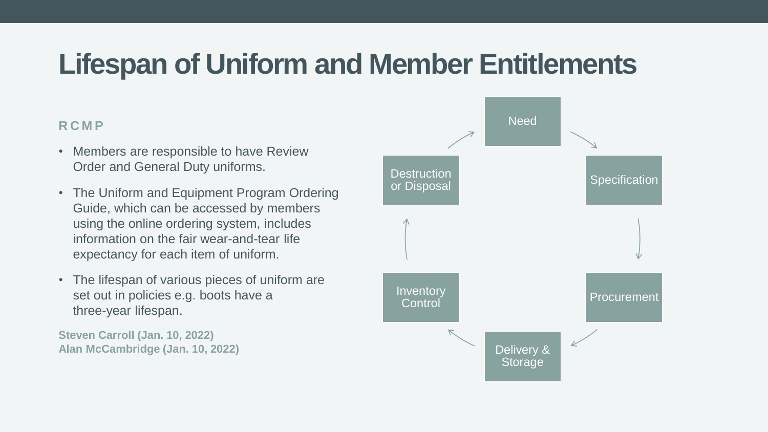# Lifespan of Uniform and Member Entitlements

**RCMP**

- Members are responsible to have Review Order and General Duty uniforms.
- The Uniform and Equipment Program Ordering Guide, which can be accessed by members using the online ordering system, includes information on the fair wear-and-tear life expectancy for each item of uniform.
- The lifespan of various pieces of uniform are set out in policies e.g. boots have a three-year lifespan.

**Steven Carroll (Jan. 10, 2022)**
**Alan McCambridge (Jan. 10, 2022)**

Need → Specification → Procurement → Delivery & Storage → Inventory Control → Destruction or Disposal → Need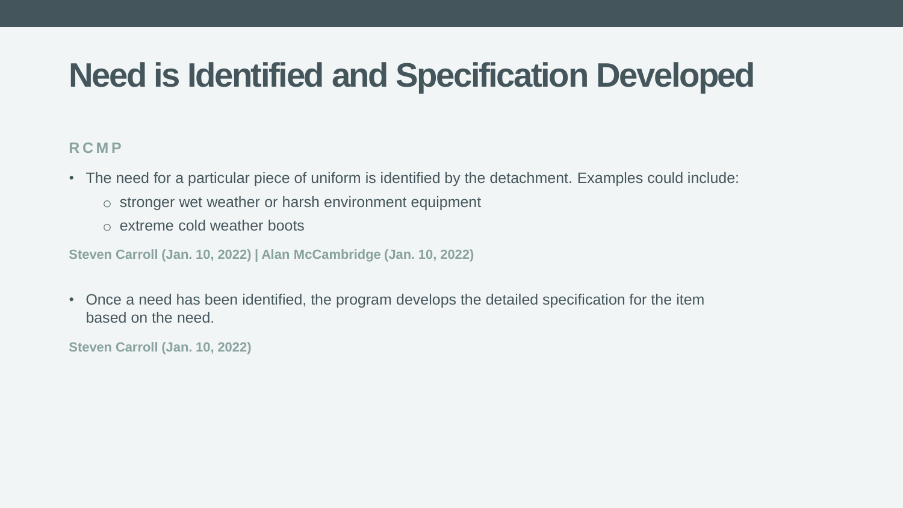# Need is Identified and Specification Developed

## RCMP

- The need for a particular piece of uniform is identified by the detachment. Examples could include:
  - stronger wet weather or harsh environment equipment
  - extreme cold weather boots

**Steven Carroll (Jan. 10, 2022) | Alan McCambridge (Jan. 10, 2022)**

- Once a need has been identified, the program develops the detailed specification for the item based on the need.

**Steven Carroll (Jan. 10, 2022)**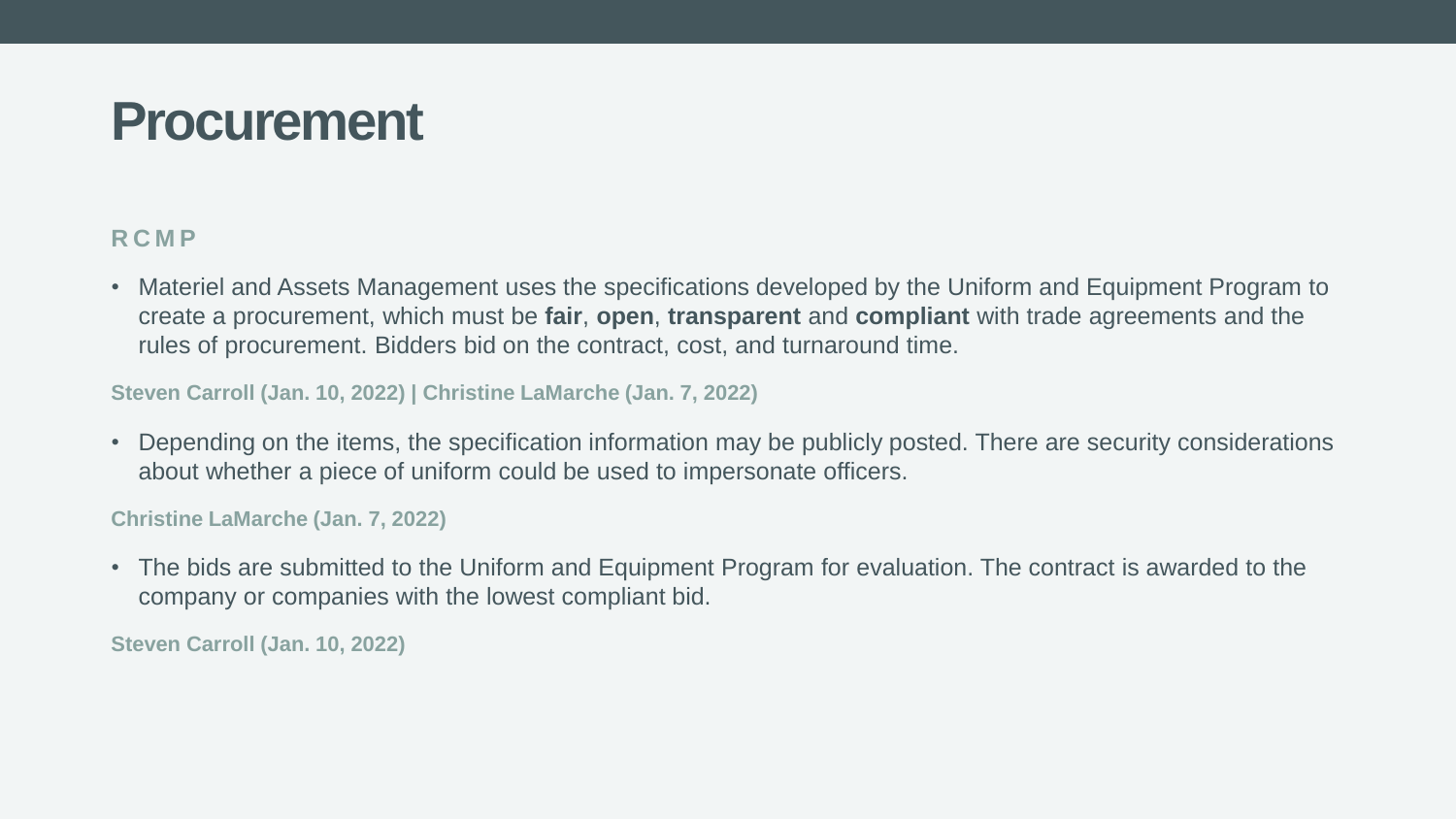# Procurement

**RCMP**

- Materiel and Assets Management uses the specifications developed by the Uniform and Equipment Program to create a procurement, which must be **fair**, **open**, **transparent** and **compliant** with trade agreements and the rules of procurement. Bidders bid on the contract, cost, and turnaround time.

**Steven Carroll (Jan. 10, 2022) | Christine LaMarche (Jan. 7, 2022)**

- Depending on the items, the specification information may be publicly posted. There are security considerations about whether a piece of uniform could be used to impersonate officers.

**Christine LaMarche (Jan. 7, 2022)**

- The bids are submitted to the Uniform and Equipment Program for evaluation. The contract is awarded to the company or companies with the lowest compliant bid.

**Steven Carroll (Jan. 10, 2022)**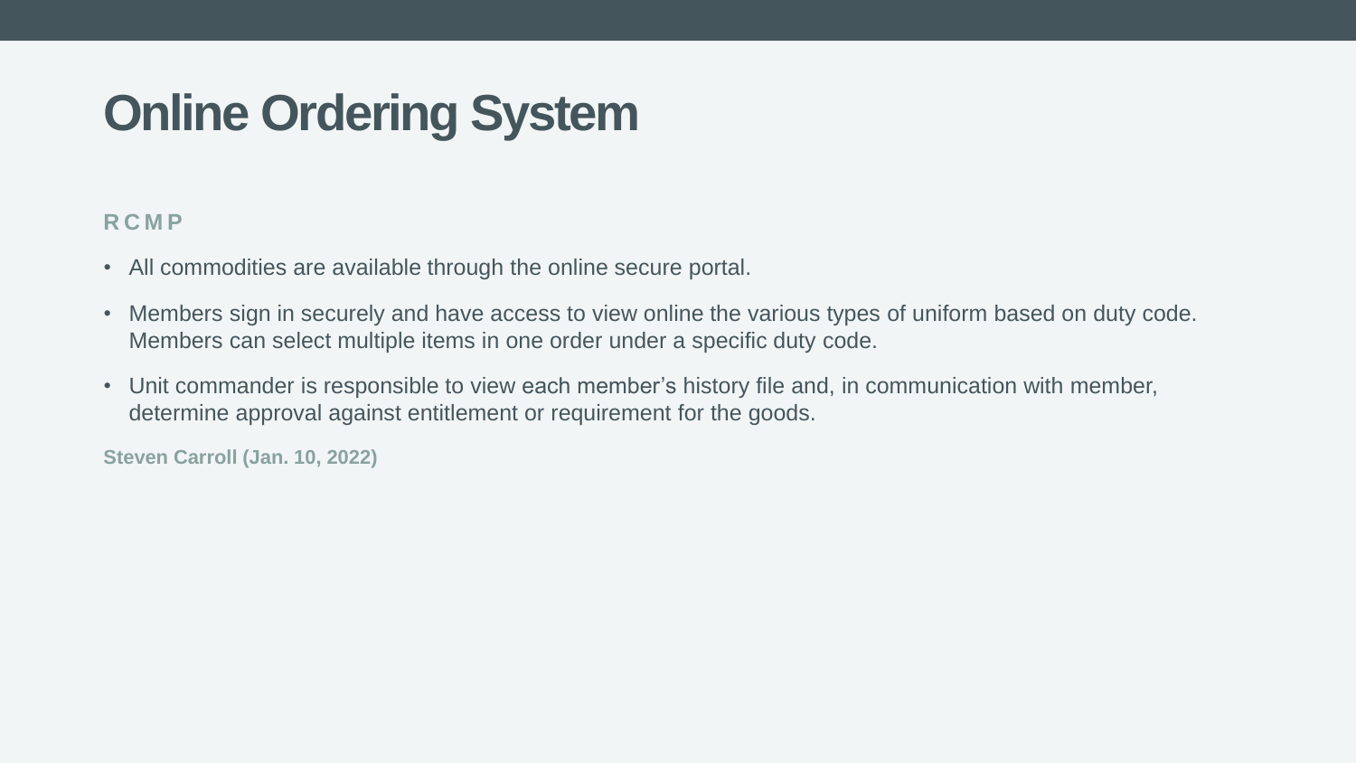# Online Ordering System

**RCMP**

- All commodities are available through the online secure portal.
- Members sign in securely and have access to view online the various types of uniform based on duty code. Members can select multiple items in one order under a specific duty code.
- Unit commander is responsible to view each member's history file and, in communication with member, determine approval against entitlement or requirement for the goods.

**Steven Carroll (Jan. 10, 2022)**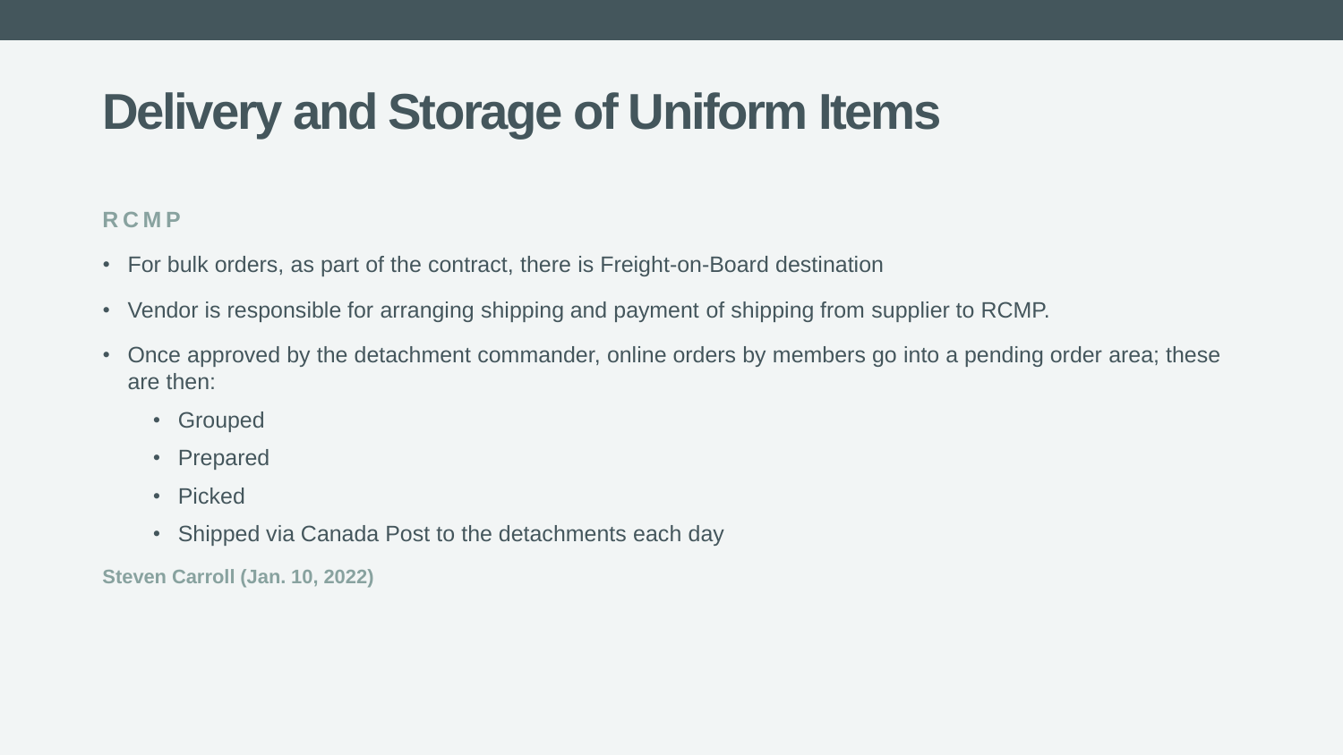# Delivery and Storage of Uniform Items

**RCMP**

- For bulk orders, as part of the contract, there is Freight-on-Board destination
- Vendor is responsible for arranging shipping and payment of shipping from supplier to RCMP.
- Once approved by the detachment commander, online orders by members go into a pending order area; these are then:
  - Grouped
  - Prepared
  - Picked
  - Shipped via Canada Post to the detachments each day

**Steven Carroll (Jan. 10, 2022)**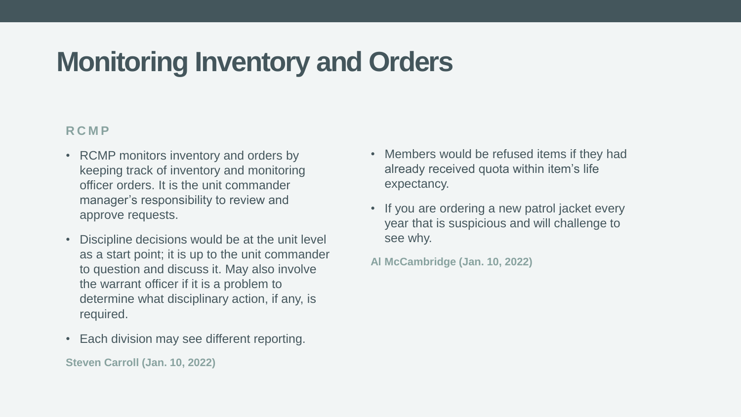# Monitoring Inventory and Orders

### RCMP

- RCMP monitors inventory and orders by keeping track of inventory and monitoring officer orders. It is the unit commander manager's responsibility to review and approve requests.
- Discipline decisions would be at the unit level as a start point; it is up to the unit commander to question and discuss it. May also involve the warrant officer if it is a problem to determine what disciplinary action, if any, is required.
- Each division may see different reporting.

**Steven Carroll (Jan. 10, 2022)**

- Members would be refused items if they had already received quota within item's life expectancy.
- If you are ordering a new patrol jacket every year that is suspicious and will challenge to see why.

**Al McCambridge (Jan. 10, 2022)**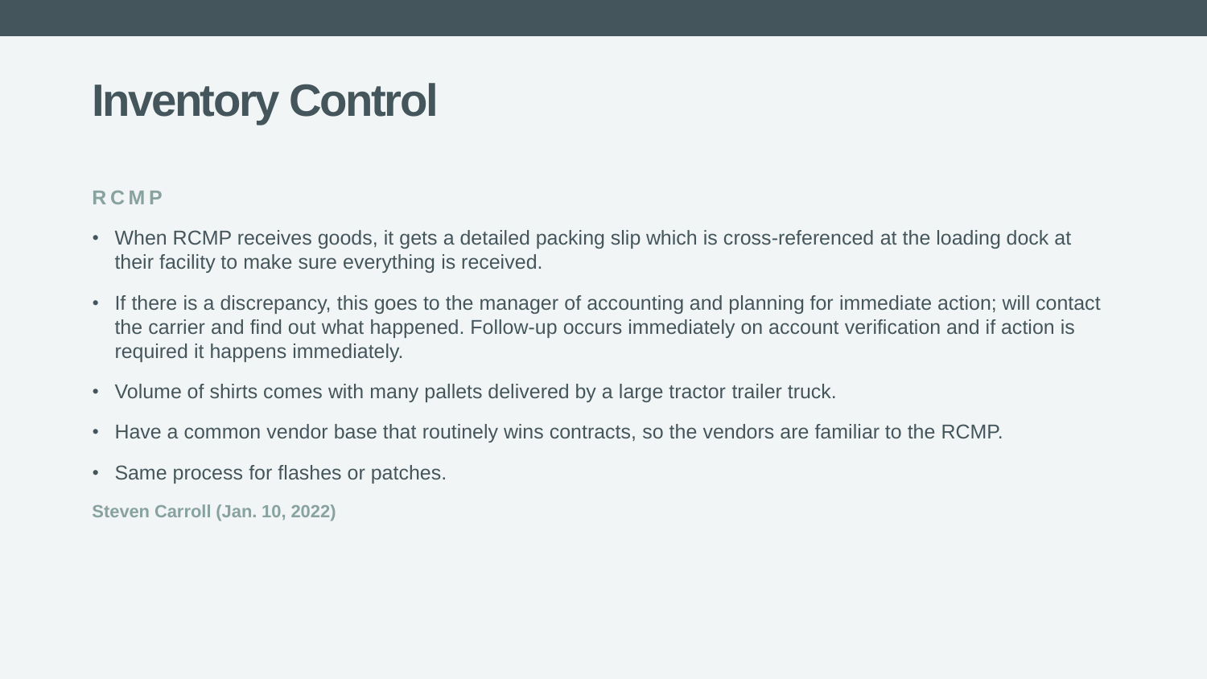# Inventory Control

### RCMP

- When RCMP receives goods, it gets a detailed packing slip which is cross-referenced at the loading dock at their facility to make sure everything is received.
- If there is a discrepancy, this goes to the manager of accounting and planning for immediate action; will contact the carrier and find out what happened. Follow-up occurs immediately on account verification and if action is required it happens immediately.
- Volume of shirts comes with many pallets delivered by a large tractor trailer truck.
- Have a common vendor base that routinely wins contracts, so the vendors are familiar to the RCMP.
- Same process for flashes or patches.

**Steven Carroll (Jan. 10, 2022)**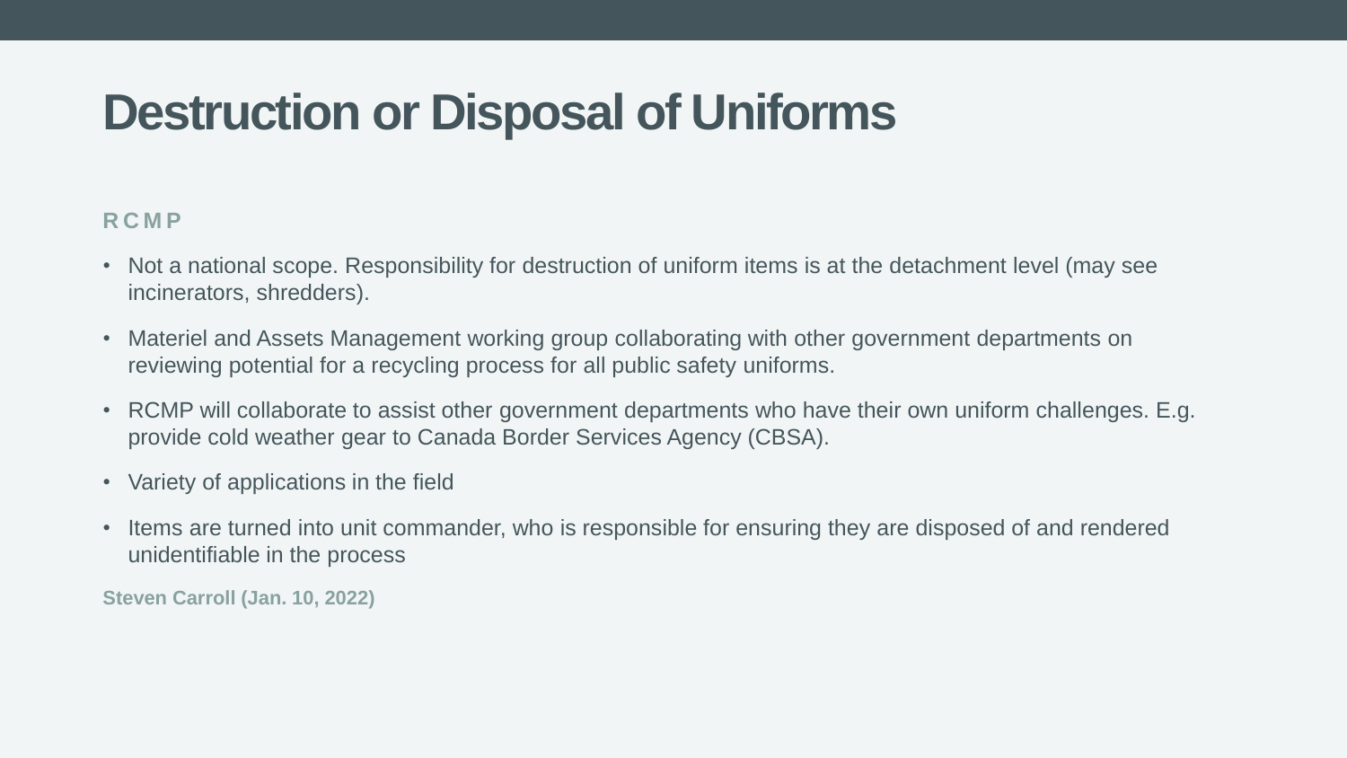# Destruction or Disposal of Uniforms

### RCMP

- Not a national scope. Responsibility for destruction of uniform items is at the detachment level (may see incinerators, shredders).
- Materiel and Assets Management working group collaborating with other government departments on reviewing potential for a recycling process for all public safety uniforms.
- RCMP will collaborate to assist other government departments who have their own uniform challenges. E.g. provide cold weather gear to Canada Border Services Agency (CBSA).
- Variety of applications in the field
- Items are turned into unit commander, who is responsible for ensuring they are disposed of and rendered unidentifiable in the process

**Steven Carroll (Jan. 10, 2022)**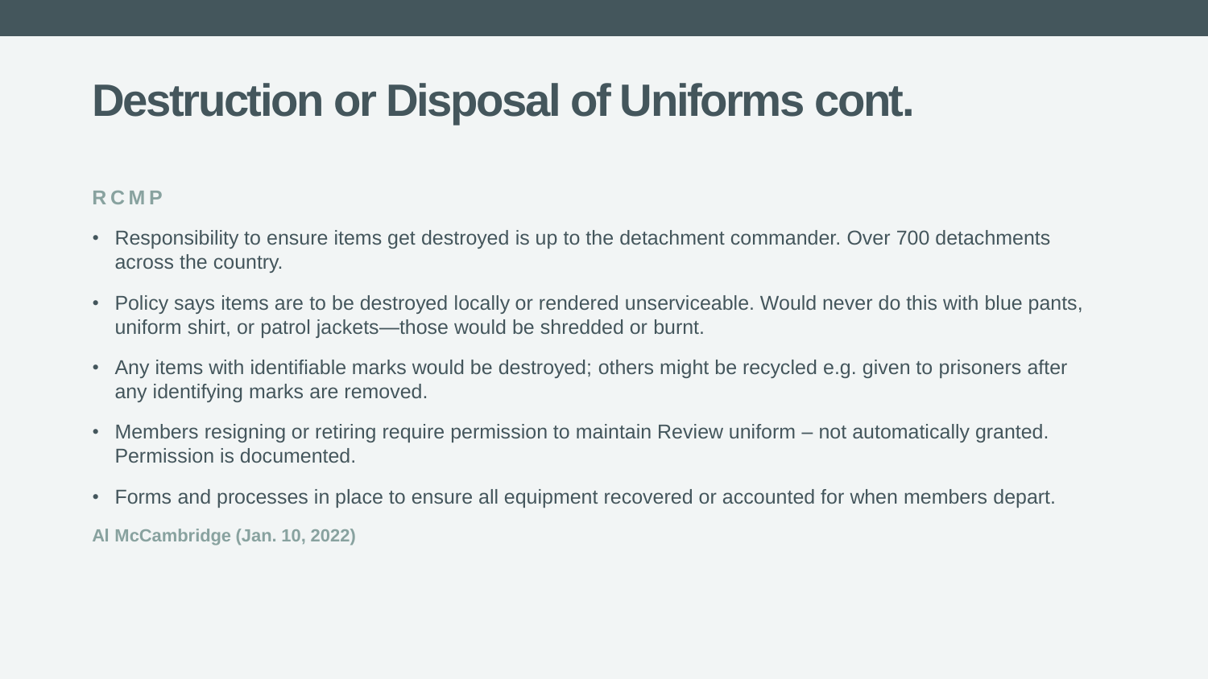# Destruction or Disposal of Uniforms cont.

**RCMP**

- Responsibility to ensure items get destroyed is up to the detachment commander. Over 700 detachments across the country.
- Policy says items are to be destroyed locally or rendered unserviceable. Would never do this with blue pants, uniform shirt, or patrol jackets—those would be shredded or burnt.
- Any items with identifiable marks would be destroyed; others might be recycled e.g. given to prisoners after any identifying marks are removed.
- Members resigning or retiring require permission to maintain Review uniform – not automatically granted. Permission is documented.
- Forms and processes in place to ensure all equipment recovered or accounted for when members depart.

**Al McCambridge (Jan. 10, 2022)**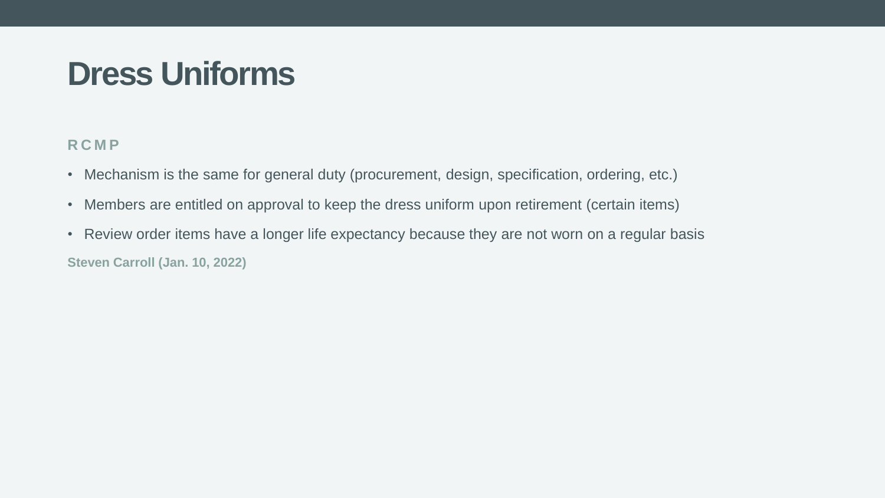# Dress Uniforms

### RCMP

- Mechanism is the same for general duty (procurement, design, specification, ordering, etc.)
- Members are entitled on approval to keep the dress uniform upon retirement (certain items)
- Review order items have a longer life expectancy because they are not worn on a regular basis

**Steven Carroll (Jan. 10, 2022)**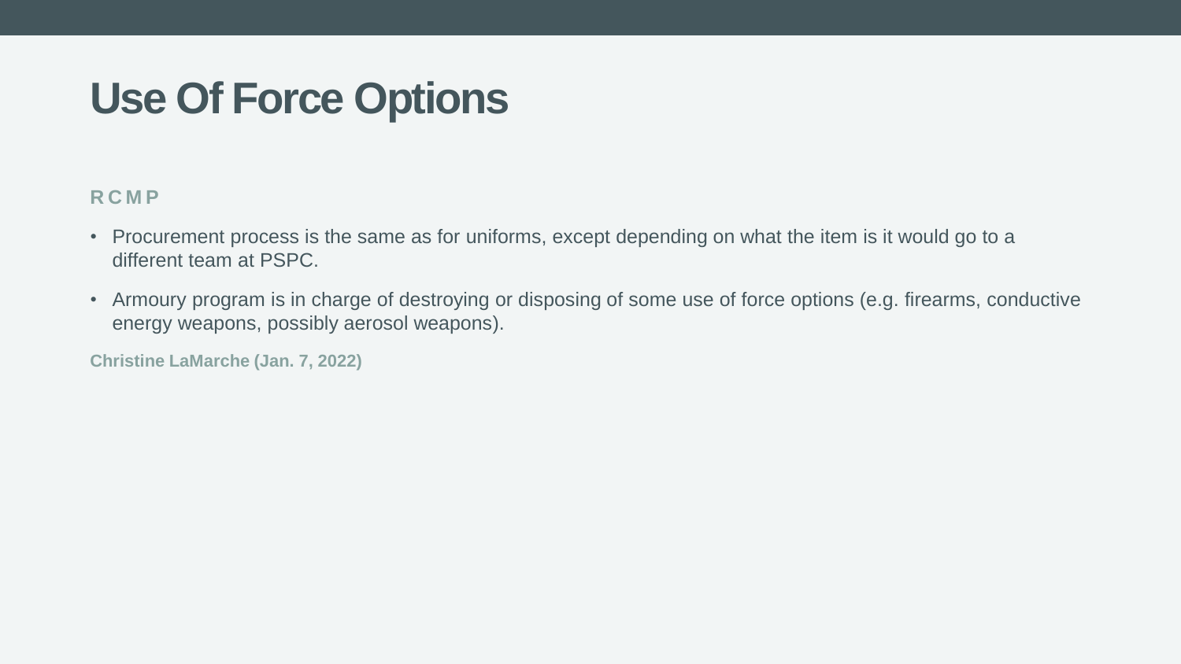# Use Of Force Options

## RCMP

- Procurement process is the same as for uniforms, except depending on what the item is it would go to a different team at PSPC.
- Armoury program is in charge of destroying or disposing of some use of force options (e.g. firearms, conductive energy weapons, possibly aerosol weapons).

**Christine LaMarche (Jan. 7, 2022)**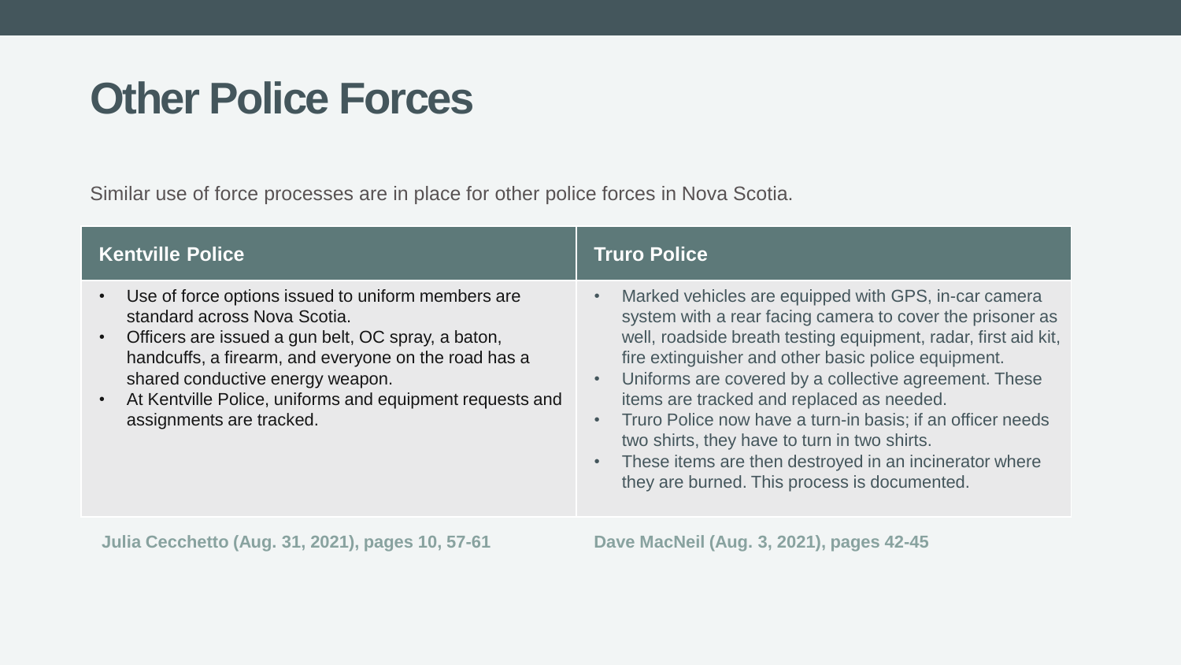# Other Police Forces

Similar use of force processes are in place for other police forces in Nova Scotia.

| Kentville Police | Truro Police |
|---|---|
| • Use of force options issued to uniform members are standard across Nova Scotia.<br>• Officers are issued a gun belt, OC spray, a baton, handcuffs, a firearm, and everyone on the road has a shared conductive energy weapon.<br>• At Kentville Police, uniforms and equipment requests and assignments are tracked. | • Marked vehicles are equipped with GPS, in-car camera system with a rear facing camera to cover the prisoner as well, roadside breath testing equipment, radar, first aid kit, fire extinguisher and other basic police equipment.<br>• Uniforms are covered by a collective agreement. These items are tracked and replaced as needed.<br>• Truro Police now have a turn-in basis; if an officer needs two shirts, they have to turn in two shirts.<br>• These items are then destroyed in an incinerator where they are burned. This process is documented. |
| **Julia Cecchetto (Aug. 31, 2021), pages 10, 57-61** | **Dave MacNeil (Aug. 3, 2021), pages 42-45** |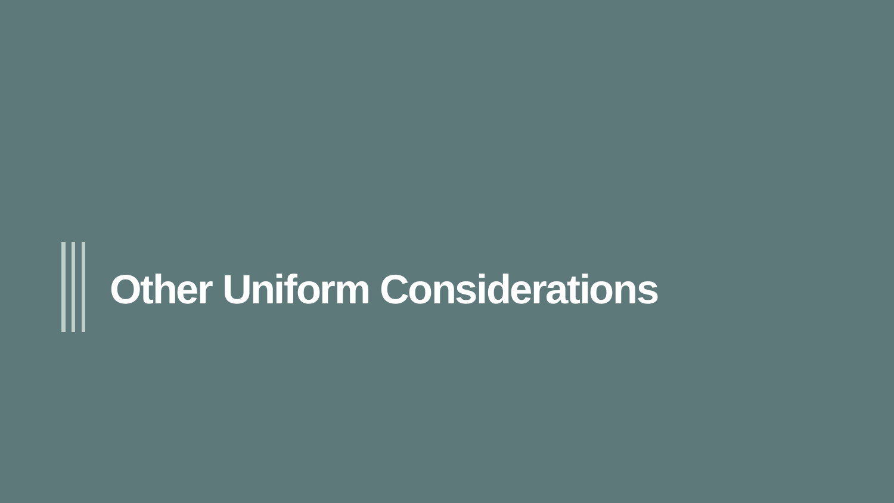# Other Uniform Considerations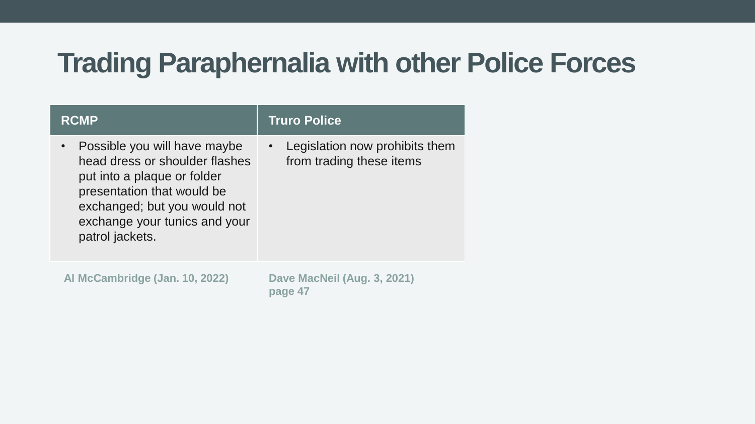# Trading Paraphernalia with other Police Forces

| RCMP | Truro Police |
| --- | --- |
| • Possible you will have maybe head dress or shoulder flashes put into a plaque or folder presentation that would be exchanged; but you would not exchange your tunics and your patrol jackets. | • Legislation now prohibits them from trading these items |
| **Al McCambridge (Jan. 10, 2022)** | **Dave MacNeil (Aug. 3, 2021) page 47** |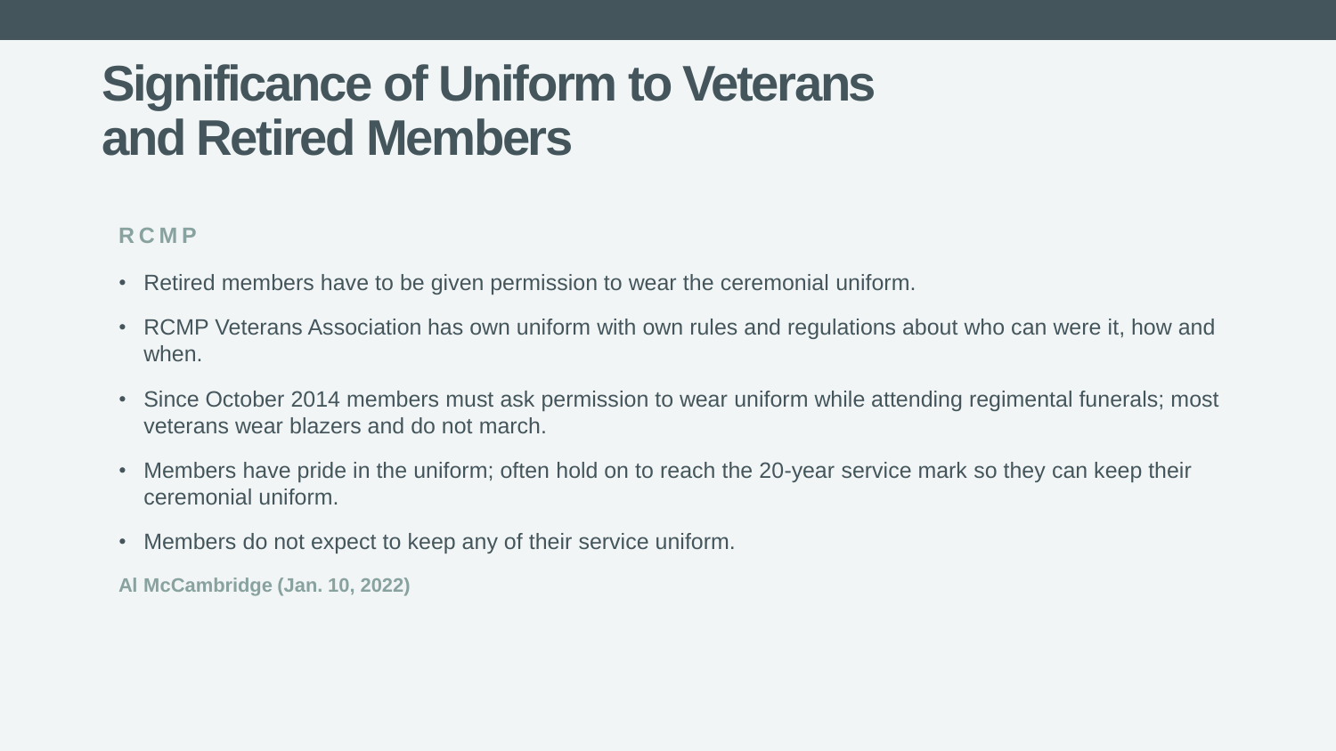# Significance of Uniform to Veterans and Retired Members

## RCMP

- Retired members have to be given permission to wear the ceremonial uniform.
- RCMP Veterans Association has own uniform with own rules and regulations about who can were it, how and when.
- Since October 2014 members must ask permission to wear uniform while attending regimental funerals; most veterans wear blazers and do not march.
- Members have pride in the uniform; often hold on to reach the 20-year service mark so they can keep their ceremonial uniform.
- Members do not expect to keep any of their service uniform.

**Al McCambridge (Jan. 10, 2022)**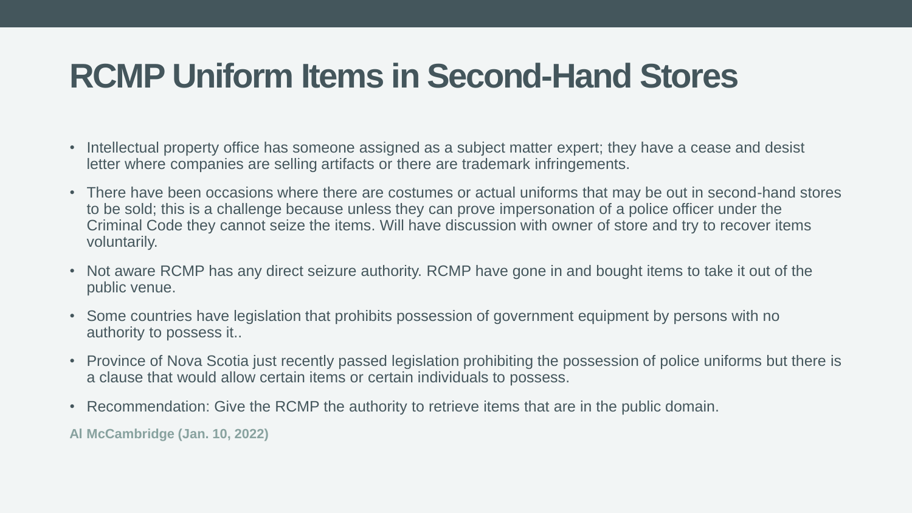# RCMP Uniform Items in Second-Hand Stores

- Intellectual property office has someone assigned as a subject matter expert; they have a cease and desist letter where companies are selling artifacts or there are trademark infringements.
- There have been occasions where there are costumes or actual uniforms that may be out in second-hand stores to be sold; this is a challenge because unless they can prove impersonation of a police officer under the Criminal Code they cannot seize the items. Will have discussion with owner of store and try to recover items voluntarily.
- Not aware RCMP has any direct seizure authority. RCMP have gone in and bought items to take it out of the public venue.
- Some countries have legislation that prohibits possession of government equipment by persons with no authority to possess it..
- Province of Nova Scotia just recently passed legislation prohibiting the possession of police uniforms but there is a clause that would allow certain items or certain individuals to possess.
- Recommendation: Give the RCMP the authority to retrieve items that are in the public domain.

**Al McCambridge (Jan. 10, 2022)**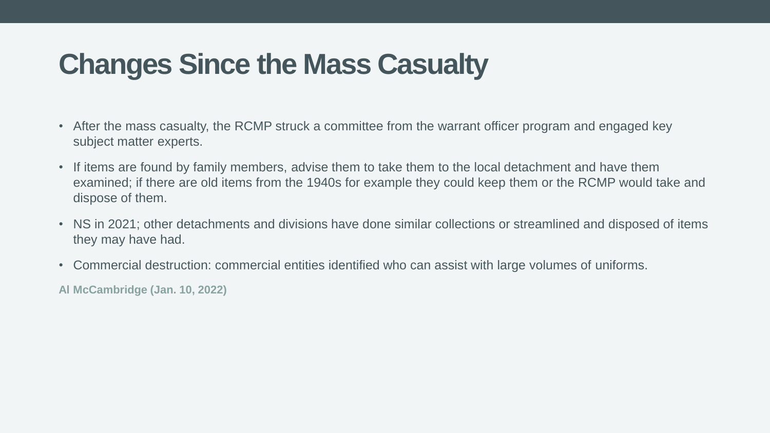# Changes Since the Mass Casualty

- After the mass casualty, the RCMP struck a committee from the warrant officer program and engaged key subject matter experts.
- If items are found by family members, advise them to take them to the local detachment and have them examined; if there are old items from the 1940s for example they could keep them or the RCMP would take and dispose of them.
- NS in 2021; other detachments and divisions have done similar collections or streamlined and disposed of items they may have had.
- Commercial destruction: commercial entities identified who can assist with large volumes of uniforms.

**Al McCambridge (Jan. 10, 2022)**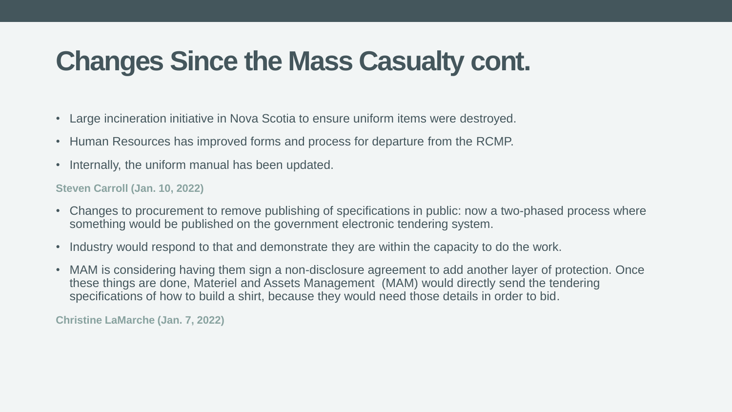# Changes Since the Mass Casualty cont.

- Large incineration initiative in Nova Scotia to ensure uniform items were destroyed.
- Human Resources has improved forms and process for departure from the RCMP.
- Internally, the uniform manual has been updated.

**Steven Carroll (Jan. 10, 2022)**

- Changes to procurement to remove publishing of specifications in public: now a two-phased process where something would be published on the government electronic tendering system.
- Industry would respond to that and demonstrate they are within the capacity to do the work.
- MAM is considering having them sign a non-disclosure agreement to add another layer of protection. Once these things are done, Materiel and Assets Management (MAM) would directly send the tendering specifications of how to build a shirt, because they would need those details in order to bid.

**Christine LaMarche (Jan. 7, 2022)**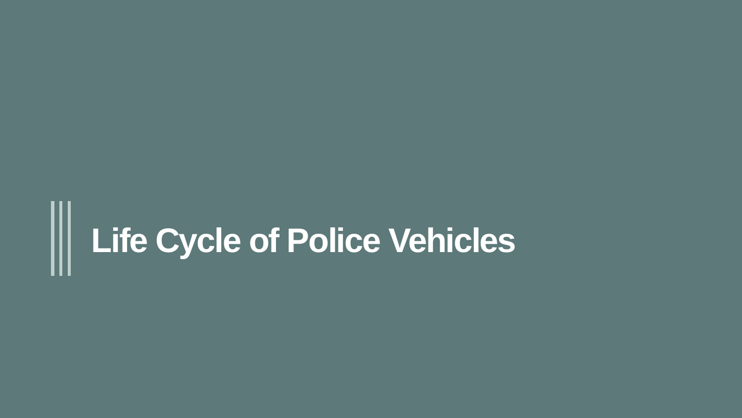# Life Cycle of Police Vehicles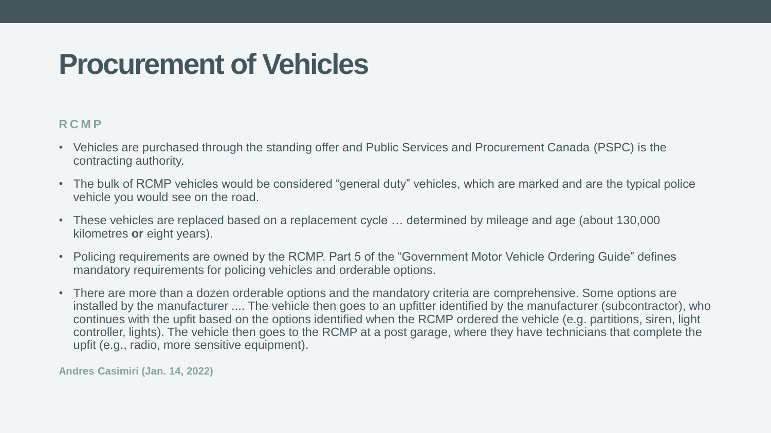# Procurement of Vehicles

### RCMP

- Vehicles are purchased through the standing offer and Public Services and Procurement Canada (PSPC) is the contracting authority.
- The bulk of RCMP vehicles would be considered “general duty” vehicles, which are marked and are the typical police vehicle you would see on the road.
- These vehicles are replaced based on a replacement cycle … determined by mileage and age (about 130,000 kilometres **or** eight years).
- Policing requirements are owned by the RCMP. Part 5 of the “Government Motor Vehicle Ordering Guide” defines mandatory requirements for policing vehicles and orderable options.
- There are more than a dozen orderable options and the mandatory criteria are comprehensive. Some options are installed by the manufacturer .... The vehicle then goes to an upfitter identified by the manufacturer (subcontractor), who continues with the upfit based on the options identified when the RCMP ordered the vehicle (e.g. partitions, siren, light controller, lights). The vehicle then goes to the RCMP at a post garage, where they have technicians that complete the upfit (e.g., radio, more sensitive equipment).

**Andres Casimiri (Jan. 14, 2022)**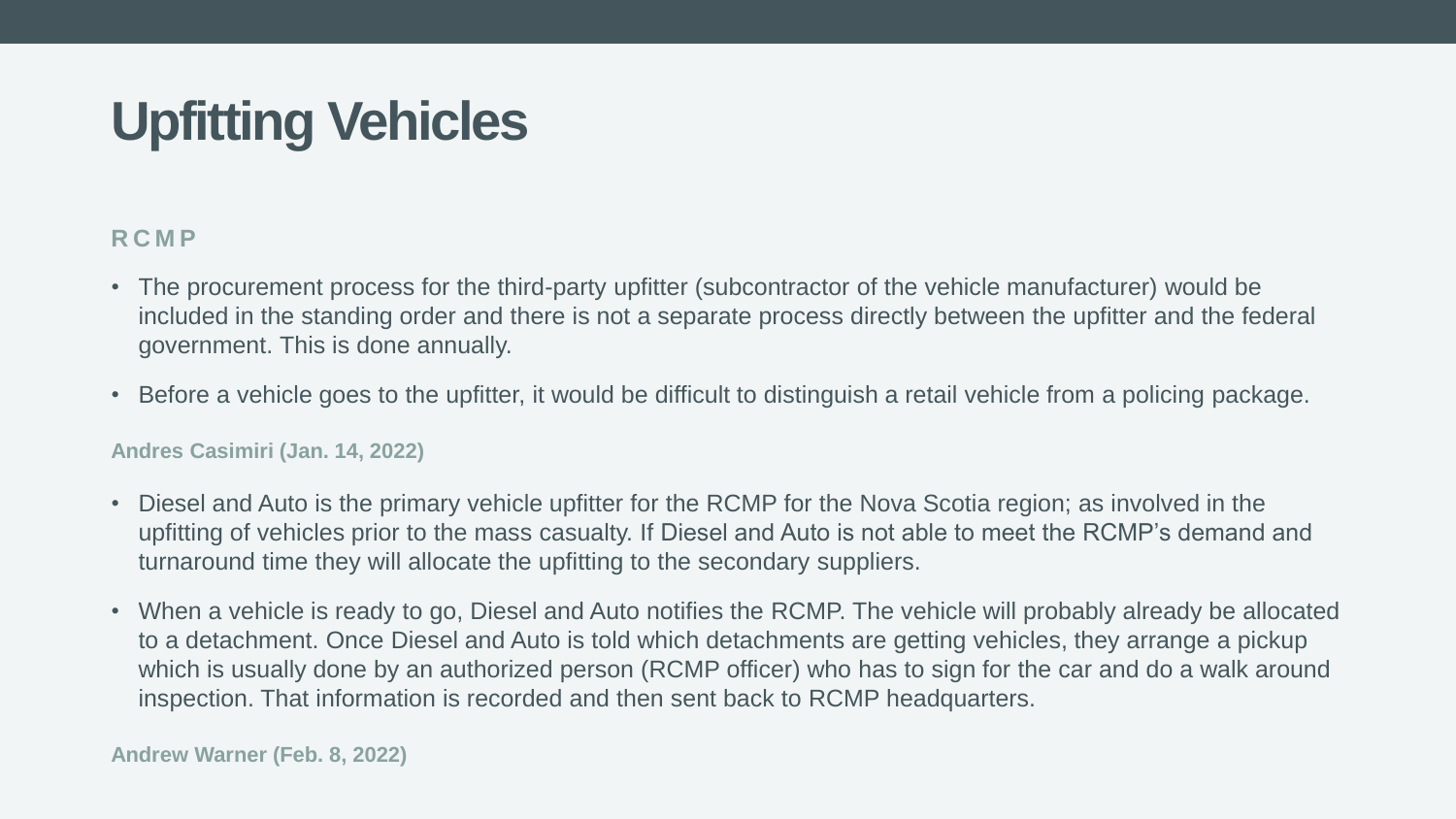# Upfitting Vehicles

### RCMP

- The procurement process for the third-party upfitter (subcontractor of the vehicle manufacturer) would be included in the standing order and there is not a separate process directly between the upfitter and the federal government. This is done annually.
- Before a vehicle goes to the upfitter, it would be difficult to distinguish a retail vehicle from a policing package.

**Andres Casimiri (Jan. 14, 2022)**

- Diesel and Auto is the primary vehicle upfitter for the RCMP for the Nova Scotia region; as involved in the upfitting of vehicles prior to the mass casualty. If Diesel and Auto is not able to meet the RCMP's demand and turnaround time they will allocate the upfitting to the secondary suppliers.
- When a vehicle is ready to go, Diesel and Auto notifies the RCMP. The vehicle will probably already be allocated to a detachment. Once Diesel and Auto is told which detachments are getting vehicles, they arrange a pickup which is usually done by an authorized person (RCMP officer) who has to sign for the car and do a walk around inspection. That information is recorded and then sent back to RCMP headquarters.

**Andrew Warner (Feb. 8, 2022)**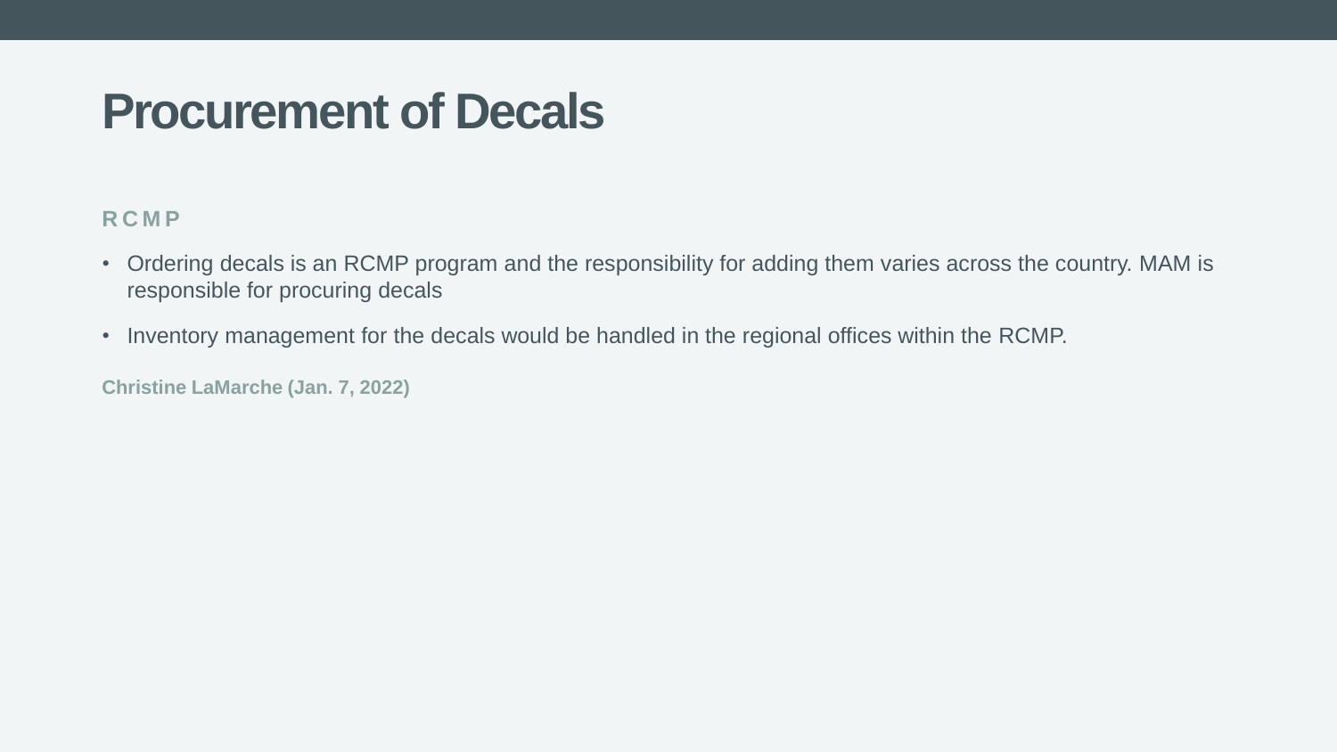# Procurement of Decals

### RCMP

- Ordering decals is an RCMP program and the responsibility for adding them varies across the country. MAM is responsible for procuring decals
- Inventory management for the decals would be handled in the regional offices within the RCMP.

**Christine LaMarche (Jan. 7, 2022)**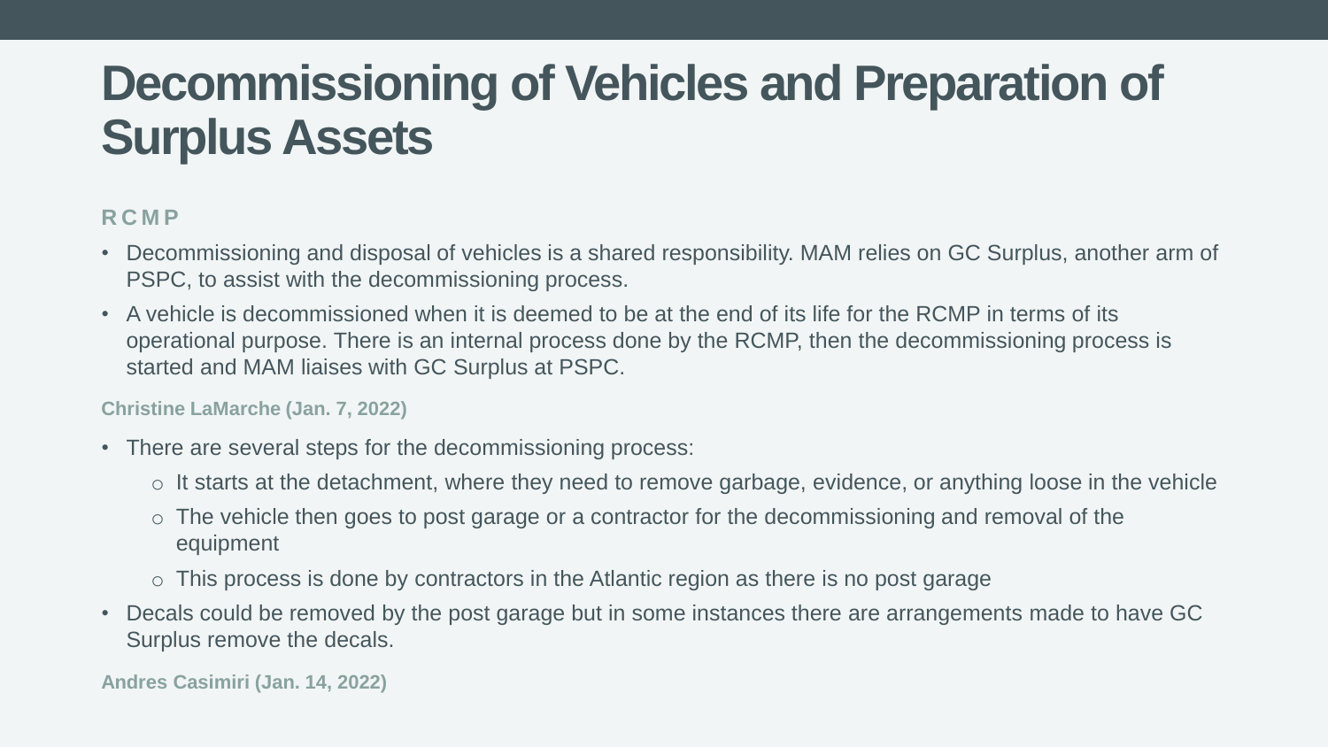# Decommissioning of Vehicles and Preparation of Surplus Assets

**RCMP**

- Decommissioning and disposal of vehicles is a shared responsibility. MAM relies on GC Surplus, another arm of PSPC, to assist with the decommissioning process.
- A vehicle is decommissioned when it is deemed to be at the end of its life for the RCMP in terms of its operational purpose. There is an internal process done by the RCMP, then the decommissioning process is started and MAM liaises with GC Surplus at PSPC.

**Christine LaMarche (Jan. 7, 2022)**

- There are several steps for the decommissioning process:
  - It starts at the detachment, where they need to remove garbage, evidence, or anything loose in the vehicle
  - The vehicle then goes to post garage or a contractor for the decommissioning and removal of the equipment
  - This process is done by contractors in the Atlantic region as there is no post garage
- Decals could be removed by the post garage but in some instances there are arrangements made to have GC Surplus remove the decals.

**Andres Casimiri (Jan. 14, 2022)**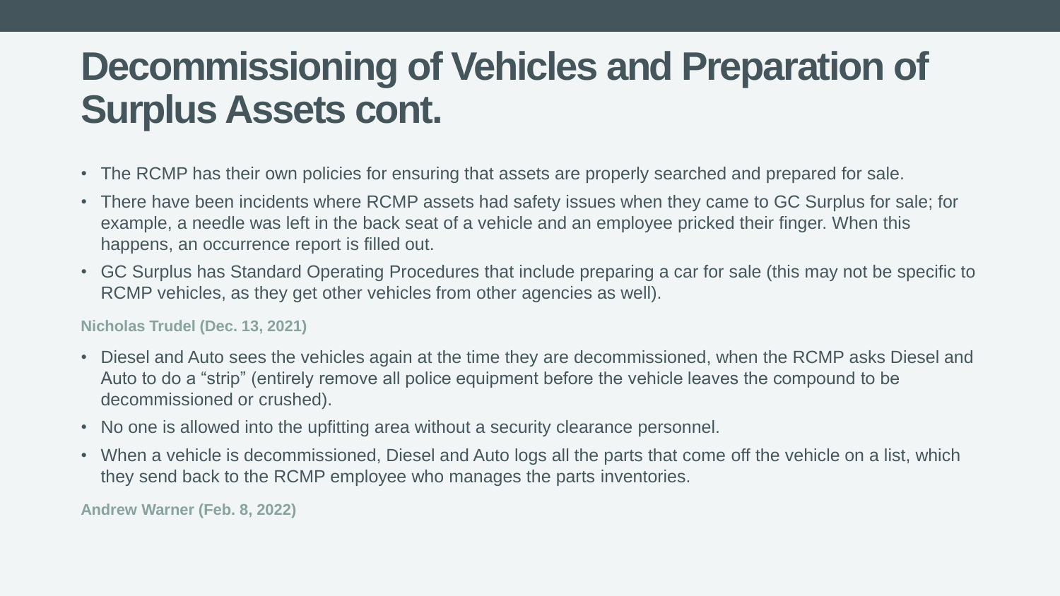# Decommissioning of Vehicles and Preparation of Surplus Assets cont.

- The RCMP has their own policies for ensuring that assets are properly searched and prepared for sale.
- There have been incidents where RCMP assets had safety issues when they came to GC Surplus for sale; for example, a needle was left in the back seat of a vehicle and an employee pricked their finger. When this happens, an occurrence report is filled out.
- GC Surplus has Standard Operating Procedures that include preparing a car for sale (this may not be specific to RCMP vehicles, as they get other vehicles from other agencies as well).

**Nicholas Trudel (Dec. 13, 2021)**

- Diesel and Auto sees the vehicles again at the time they are decommissioned, when the RCMP asks Diesel and Auto to do a "strip" (entirely remove all police equipment before the vehicle leaves the compound to be decommissioned or crushed).
- No one is allowed into the upfitting area without a security clearance personnel.
- When a vehicle is decommissioned, Diesel and Auto logs all the parts that come off the vehicle on a list, which they send back to the RCMP employee who manages the parts inventories.

**Andrew Warner (Feb. 8, 2022)**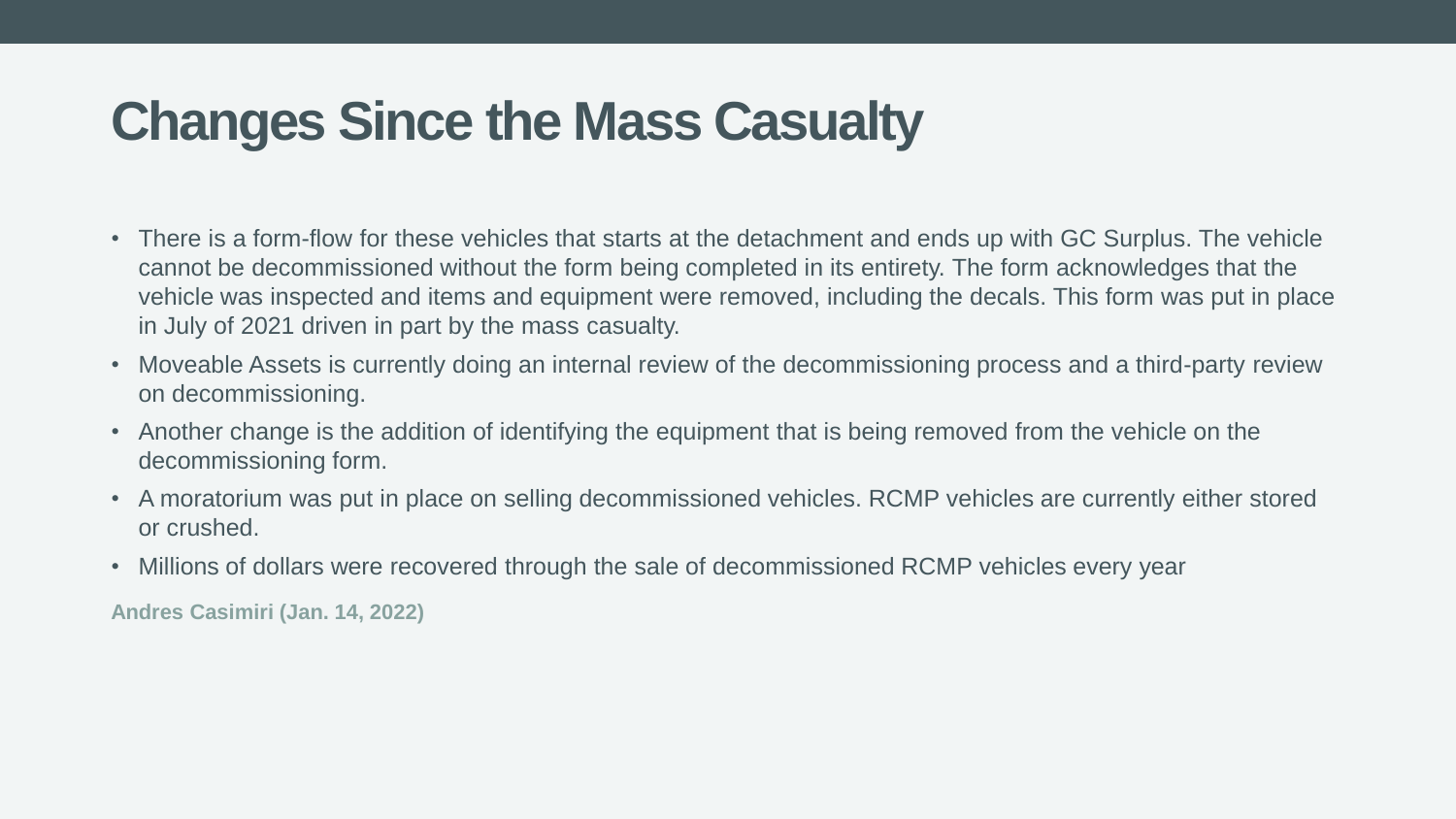# Changes Since the Mass Casualty

- There is a form-flow for these vehicles that starts at the detachment and ends up with GC Surplus. The vehicle cannot be decommissioned without the form being completed in its entirety. The form acknowledges that the vehicle was inspected and items and equipment were removed, including the decals. This form was put in place in July of 2021 driven in part by the mass casualty.
- Moveable Assets is currently doing an internal review of the decommissioning process and a third-party review on decommissioning.
- Another change is the addition of identifying the equipment that is being removed from the vehicle on the decommissioning form.
- A moratorium was put in place on selling decommissioned vehicles. RCMP vehicles are currently either stored or crushed.
- Millions of dollars were recovered through the sale of decommissioned RCMP vehicles every year

**Andres Casimiri (Jan. 14, 2022)**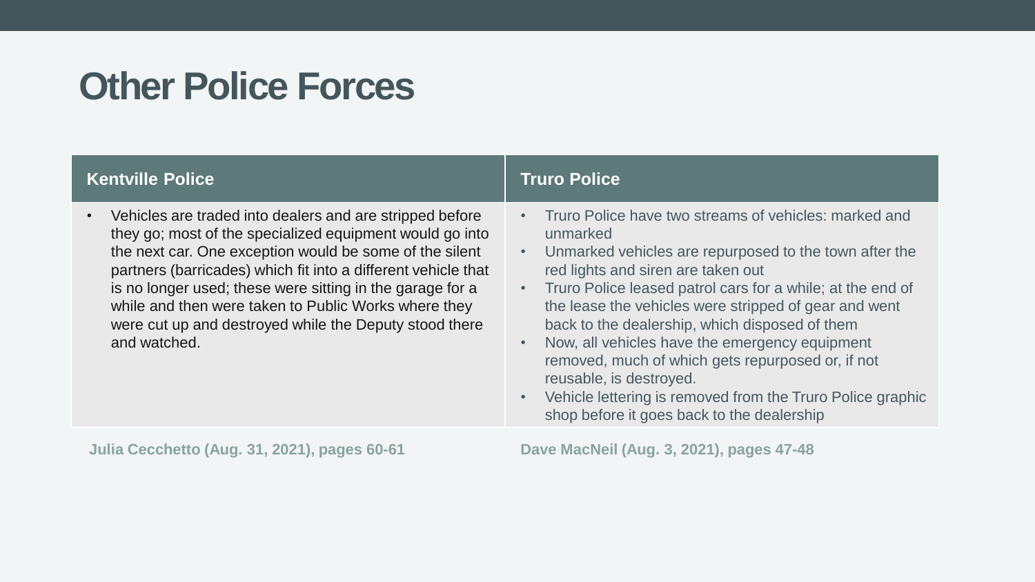# Other Police Forces

| Kentville Police | Truro Police |
| --- | --- |
| • Vehicles are traded into dealers and are stripped before they go; most of the specialized equipment would go into the next car. One exception would be some of the silent partners (barricades) which fit into a different vehicle that is no longer used; these were sitting in the garage for a while and then were taken to Public Works where they were cut up and destroyed while the Deputy stood there and watched. | • Truro Police have two streams of vehicles: marked and unmarked<br>• Unmarked vehicles are repurposed to the town after the red lights and siren are taken out<br>• Truro Police leased patrol cars for a while; at the end of the lease the vehicles were stripped of gear and went back to the dealership, which disposed of them<br>• Now, all vehicles have the emergency equipment removed, much of which gets repurposed or, if not reusable, is destroyed.<br>• Vehicle lettering is removed from the Truro Police graphic shop before it goes back to the dealership |
| **Julia Cecchetto (Aug. 31, 2021), pages 60-61** | **Dave MacNeil (Aug. 3, 2021), pages 47-48** |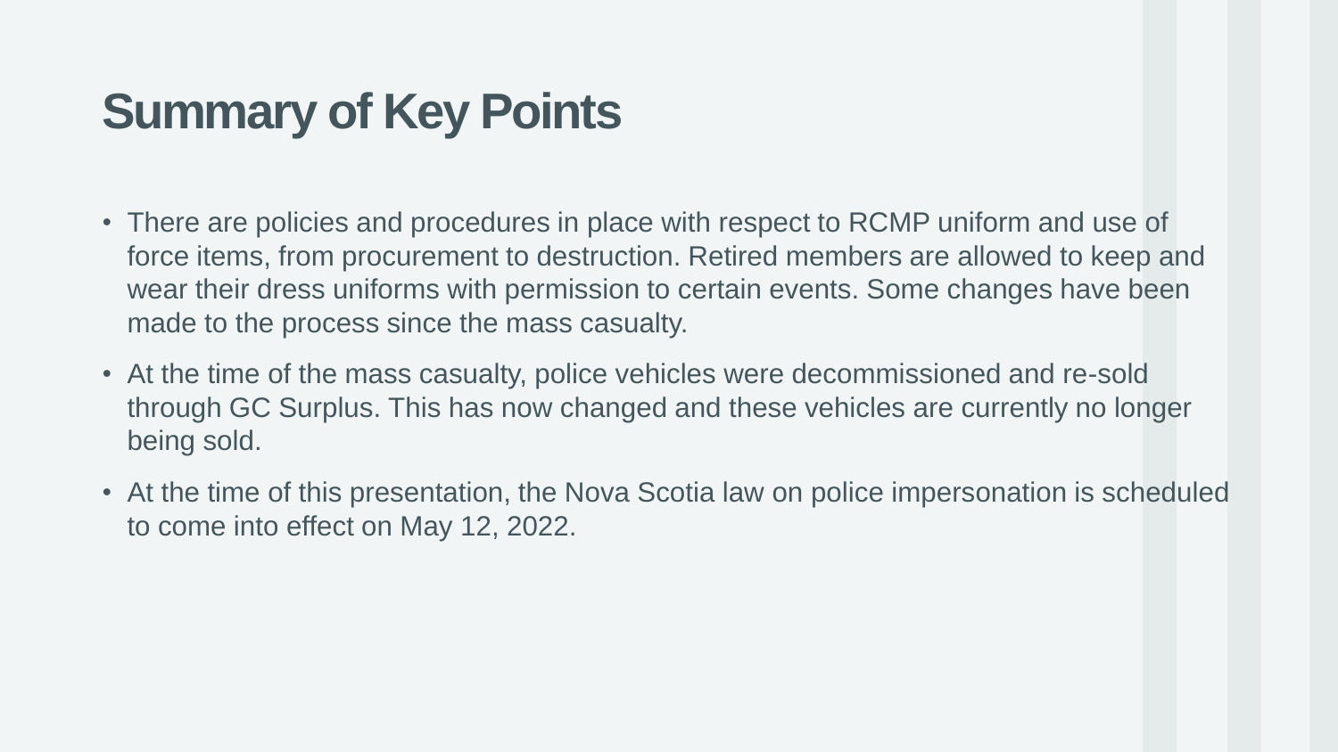# Summary of Key Points

- There are policies and procedures in place with respect to RCMP uniform and use of force items, from procurement to destruction. Retired members are allowed to keep and wear their dress uniforms with permission to certain events. Some changes have been made to the process since the mass casualty.
- At the time of the mass casualty, police vehicles were decommissioned and re-sold through GC Surplus. This has now changed and these vehicles are currently no longer being sold.
- At the time of this presentation, the Nova Scotia law on police impersonation is scheduled to come into effect on May 12, 2022.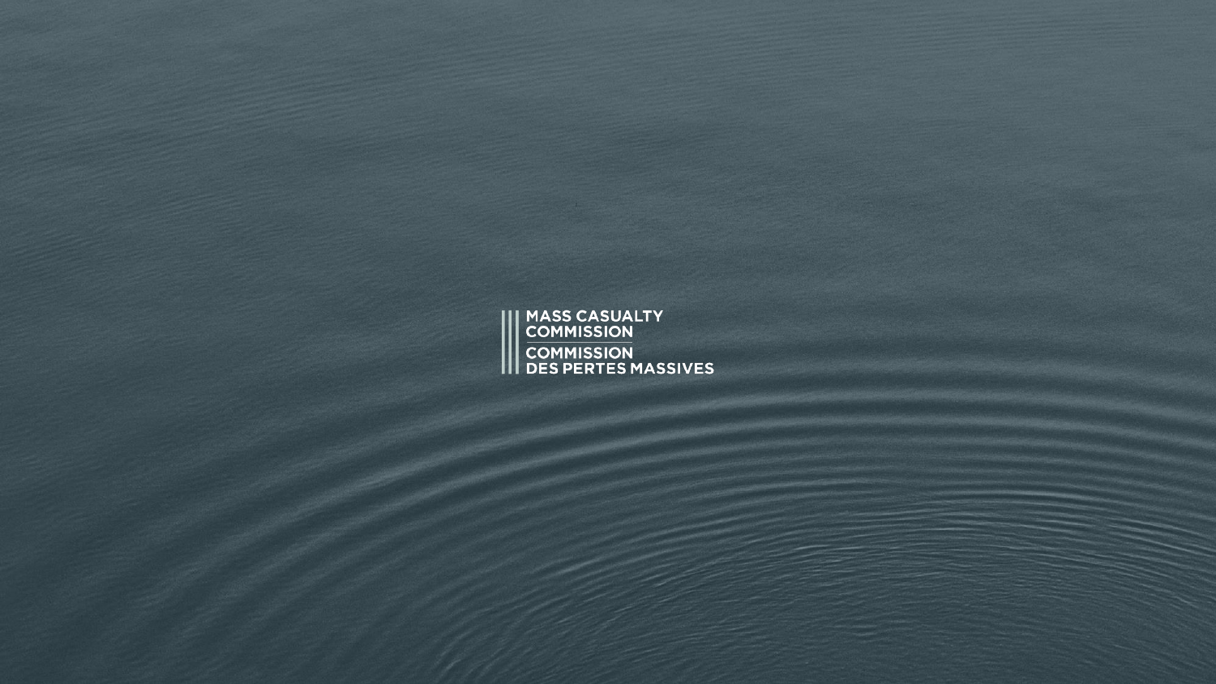MASS CASUALTY COMMISSION

COMMISSION DES PERTES MASSIVES